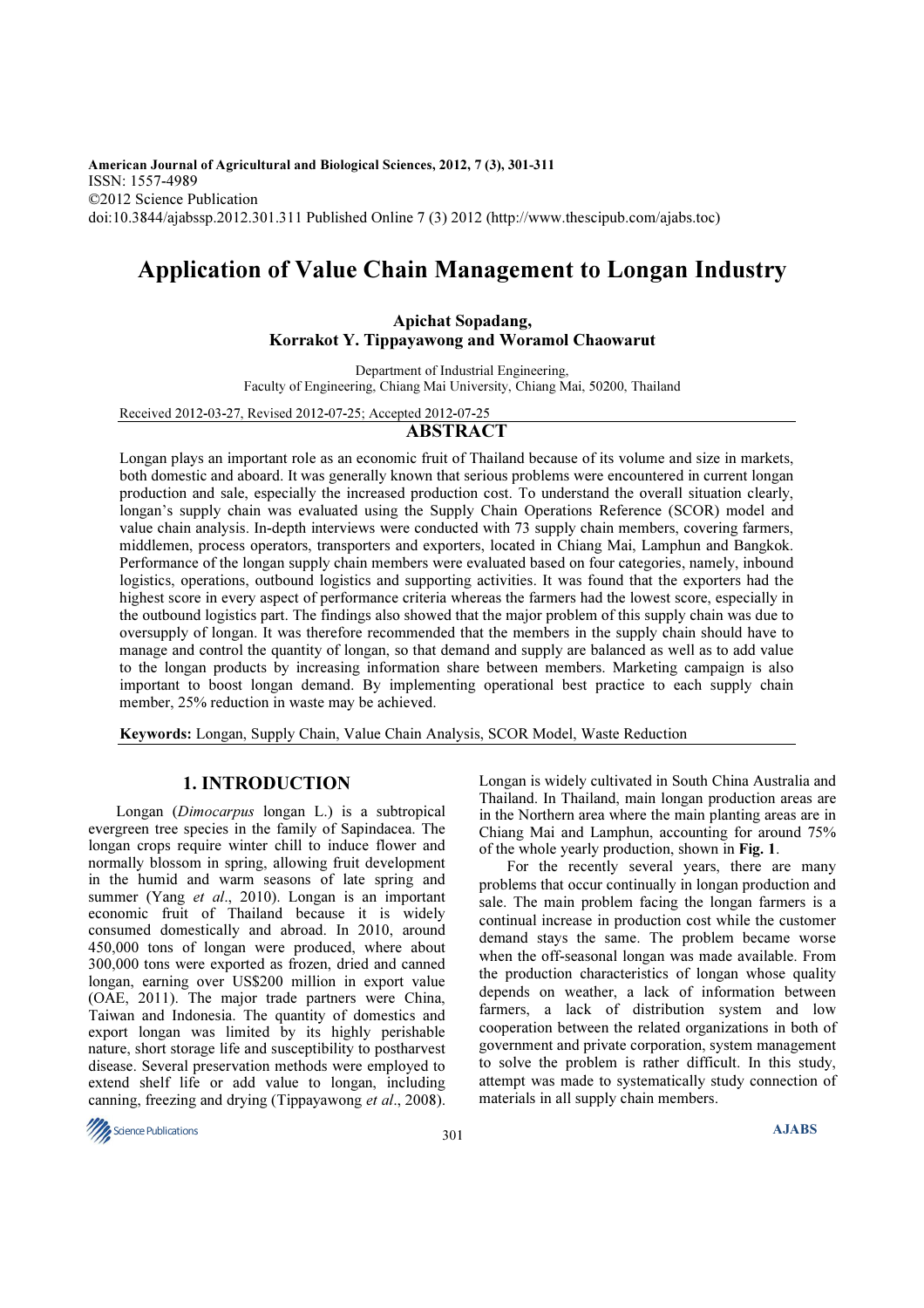American Journal of Agricultural and Biological Sciences, 2012, 7 (3), 301-311
ISSN: 1557-4989
©2012 Science Publication
doi:10.3844/ajabssp.2012.301.311 Published Online 7 (3) 2012 (http://www.thescipub.com/ajabs.toc)

# Application of Value Chain Management to Longan Industry

**Apichat Sopadang,**
**Korrakot Y. Tippayawong and Woramol Chaowarut**

Department of Industrial Engineering,
Faculty of Engineering, Chiang Mai University, Chiang Mai, 50200, Thailand

Received 2012-03-27, Revised 2012-07-25; Accepted 2012-07-25

## ABSTRACT

Longan plays an important role as an economic fruit of Thailand because of its volume and size in markets, both domestic and aboard. It was generally known that serious problems were encountered in current longan production and sale, especially the increased production cost. To understand the overall situation clearly, longan's supply chain was evaluated using the Supply Chain Operations Reference (SCOR) model and value chain analysis. In-depth interviews were conducted with 73 supply chain members, covering farmers, middlemen, process operators, transporters and exporters, located in Chiang Mai, Lamphun and Bangkok. Performance of the longan supply chain members were evaluated based on four categories, namely, inbound logistics, operations, outbound logistics and supporting activities. It was found that the exporters had the highest score in every aspect of performance criteria whereas the farmers had the lowest score, especially in the outbound logistics part. The findings also showed that the major problem of this supply chain was due to oversupply of longan. It was therefore recommended that the members in the supply chain should have to manage and control the quantity of longan, so that demand and supply are balanced as well as to add value to the longan products by increasing information share between members. Marketing campaign is also important to boost longan demand. By implementing operational best practice to each supply chain member, 25% reduction in waste may be achieved.

**Keywords:** Longan, Supply Chain, Value Chain Analysis, SCOR Model, Waste Reduction

## 1. INTRODUCTION

Longan (*Dimocarpus* longan L.) is a subtropical evergreen tree species in the family of Sapindacea. The longan crops require winter chill to induce flower and normally blossom in spring, allowing fruit development in the humid and warm seasons of late spring and summer (Yang *et al*., 2010). Longan is an important economic fruit of Thailand because it is widely consumed domestically and abroad. In 2010, around 450,000 tons of longan were produced, where about 300,000 tons were exported as frozen, dried and canned longan, earning over US$200 million in export value (OAE, 2011). The major trade partners were China, Taiwan and Indonesia. The quantity of domestics and export longan was limited by its highly perishable nature, short storage life and susceptibility to postharvest disease. Several preservation methods were employed to extend shelf life or add value to longan, including canning, freezing and drying (Tippayawong *et al*., 2008). Longan is widely cultivated in South China Australia and Thailand. In Thailand, main longan production areas are in the Northern area where the main planting areas are in Chiang Mai and Lamphun, accounting for around 75% of the whole yearly production, shown in **Fig. 1**.

For the recently several years, there are many problems that occur continually in longan production and sale. The main problem facing the longan farmers is a continual increase in production cost while the customer demand stays the same. The problem became worse when the off-seasonal longan was made available. From the production characteristics of longan whose quality depends on weather, a lack of information between farmers, a lack of distribution system and low cooperation between the related organizations in both of government and private corporation, system management to solve the problem is rather difficult. In this study, attempt was made to systematically study connection of materials in all supply chain members.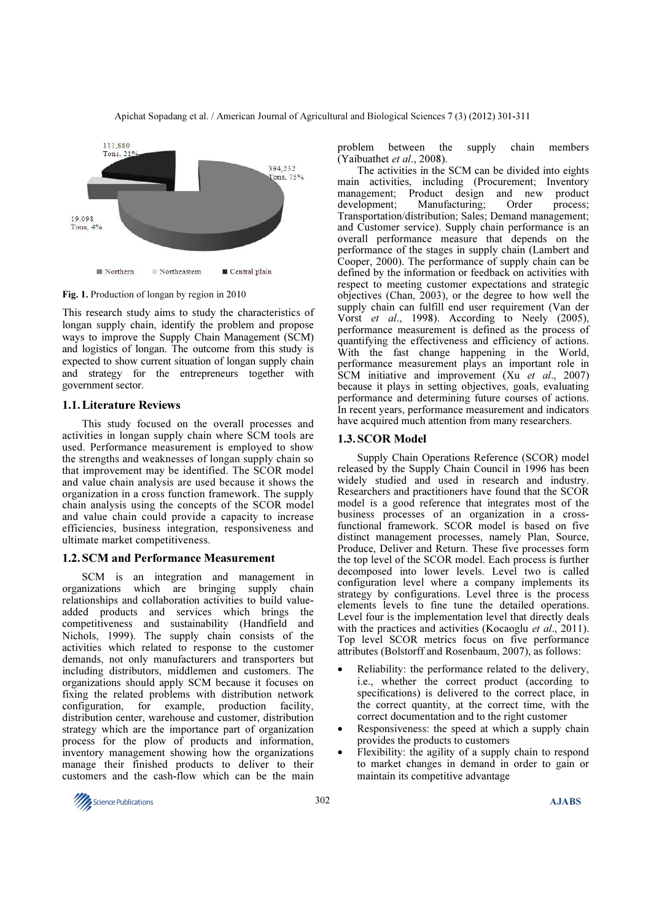111,880 Tons, 21%

394,252 Tons, 75%

19,098 Tons, 4%

Northern   Northeastern   Central plain

**Fig. 1.** Production of longan by region in 2010

This research study aims to study the characteristics of longan supply chain, identify the problem and propose ways to improve the Supply Chain Management (SCM) and logistics of longan. The outcome from this study is expected to show current situation of longan supply chain and strategy for the entrepreneurs together with government sector.

### 1.1. Literature Reviews

This study focused on the overall processes and activities in longan supply chain where SCM tools are used. Performance measurement is employed to show the strengths and weaknesses of longan supply chain so that improvement may be identified. The SCOR model and value chain analysis are used because it shows the organization in a cross function framework. The supply chain analysis using the concepts of the SCOR model and value chain could provide a capacity to increase efficiencies, business integration, responsiveness and ultimate market competitiveness.

### 1.2. SCM and Performance Measurement

SCM is an integration and management in organizations which are bringing supply chain relationships and collaboration activities to build value-added products and services which brings the competitiveness and sustainability (Handfield and Nichols, 1999). The supply chain consists of the activities which related to response to the customer demands, not only manufacturers and transporters but including distributors, middlemen and customers. The organizations should apply SCM because it focuses on fixing the related problems with distribution network configuration, for example, production facility, distribution center, warehouse and customer, distribution strategy which are the importance part of organization process for the plow of products and information, inventory management showing how the organizations manage their finished products to deliver to their customers and the cash-flow which can be the main problem between the supply chain members (Yaibuathet *et al*., 2008).

The activities in the SCM can be divided into eights main activities, including (Procurement; Inventory management; Product design and new product development; Manufacturing; Order process; Transportation/distribution; Sales; Demand management; and Customer service). Supply chain performance is an overall performance measure that depends on the performance of the stages in supply chain (Lambert and Cooper, 2000). The performance of supply chain can be defined by the information or feedback on activities with respect to meeting customer expectations and strategic objectives (Chan, 2003), or the degree to how well the supply chain can fulfill end user requirement (Van der Vorst *et al*., 1998). According to Neely (2005), performance measurement is defined as the process of quantifying the effectiveness and efficiency of actions. With the fast change happening in the World, performance measurement plays an important role in SCM initiative and improvement (Xu *et al*., 2007) because it plays in setting objectives, goals, evaluating performance and determining future courses of actions. In recent years, performance measurement and indicators have acquired much attention from many researchers.

### 1.3. SCOR Model

Supply Chain Operations Reference (SCOR) model released by the Supply Chain Council in 1996 has been widely studied and used in research and industry. Researchers and practitioners have found that the SCOR model is a good reference that integrates most of the business processes of an organization in a cross-functional framework. SCOR model is based on five distinct management processes, namely Plan, Source, Produce, Deliver and Return. These five processes form the top level of the SCOR model. Each process is further decomposed into lower levels. Level two is called configuration level where a company implements its strategy by configurations. Level three is the process elements levels to fine tune the detailed operations. Level four is the implementation level that directly deals with the practices and activities (Kocaoglu *et al*., 2011). Top level SCOR metrics focus on five performance attributes (Bolstorff and Rosenbaum, 2007), as follows:

- Reliability: the performance related to the delivery, i.e., whether the correct product (according to specifications) is delivered to the correct place, in the correct quantity, at the correct time, with the correct documentation and to the right customer
- Responsiveness: the speed at which a supply chain provides the products to customers
- Flexibility: the agility of a supply chain to respond to market changes in demand in order to gain or maintain its competitive advantage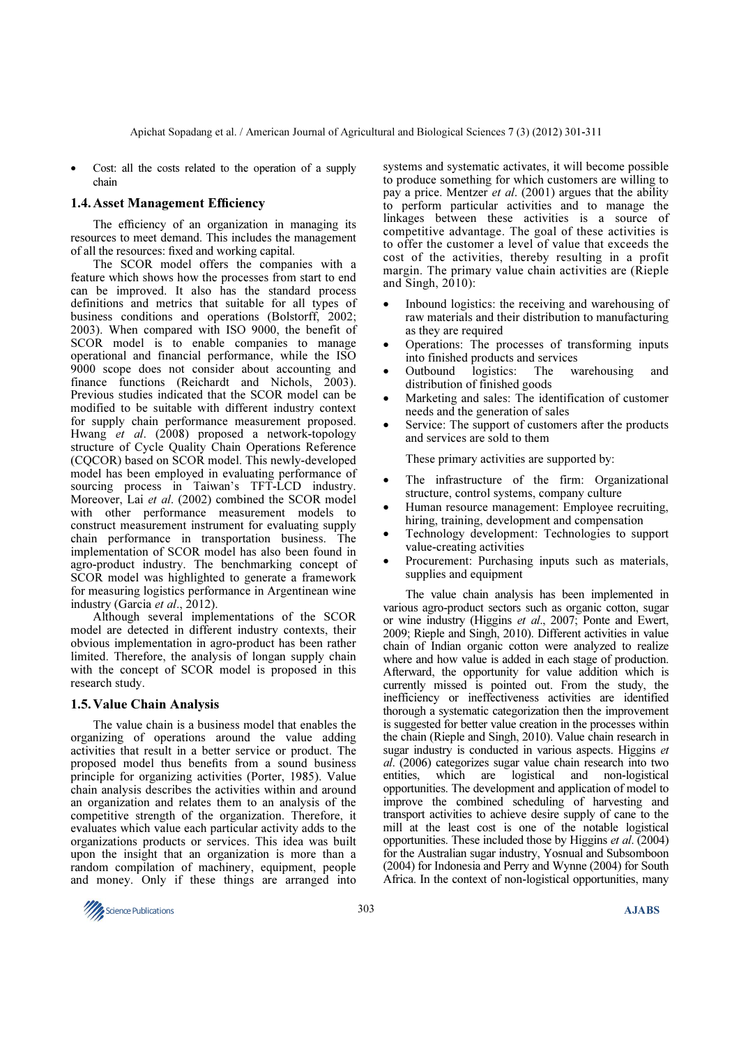- Cost: all the costs related to the operation of a supply chain

## 1.4. Asset Management Efficiency

The efficiency of an organization in managing its resources to meet demand. This includes the management of all the resources: fixed and working capital.

The SCOR model offers the companies with a feature which shows how the processes from start to end can be improved. It also has the standard process definitions and metrics that suitable for all types of business conditions and operations (Bolstorff, 2002; 2003). When compared with ISO 9000, the benefit of SCOR model is to enable companies to manage operational and financial performance, while the ISO 9000 scope does not consider about accounting and finance functions (Reichardt and Nichols, 2003). Previous studies indicated that the SCOR model can be modified to be suitable with different industry context for supply chain performance measurement proposed. Hwang *et al*. (2008) proposed a network-topology structure of Cycle Quality Chain Operations Reference (CQCOR) based on SCOR model. This newly-developed model has been employed in evaluating performance of sourcing process in Taiwan's TFT-LCD industry. Moreover, Lai *et al*. (2002) combined the SCOR model with other performance measurement models to construct measurement instrument for evaluating supply chain performance in transportation business. The implementation of SCOR model has also been found in agro-product industry. The benchmarking concept of SCOR model was highlighted to generate a framework for measuring logistics performance in Argentinean wine industry (Garcia *et al*., 2012).

Although several implementations of the SCOR model are detected in different industry contexts, their obvious implementation in agro-product has been rather limited. Therefore, the analysis of longan supply chain with the concept of SCOR model is proposed in this research study.

## 1.5. Value Chain Analysis

The value chain is a business model that enables the organizing of operations around the value adding activities that result in a better service or product. The proposed model thus benefits from a sound business principle for organizing activities (Porter, 1985). Value chain analysis describes the activities within and around an organization and relates them to an analysis of the competitive strength of the organization. Therefore, it evaluates which value each particular activity adds to the organizations products or services. This idea was built upon the insight that an organization is more than a random compilation of machinery, equipment, people and money. Only if these things are arranged into systems and systematic activates, it will become possible to produce something for which customers are willing to pay a price. Mentzer *et al*. (2001) argues that the ability to perform particular activities and to manage the linkages between these activities is a source of competitive advantage. The goal of these activities is to offer the customer a level of value that exceeds the cost of the activities, thereby resulting in a profit margin. The primary value chain activities are (Rieple and Singh, 2010):

- Inbound logistics: the receiving and warehousing of raw materials and their distribution to manufacturing as they are required
- Operations: The processes of transforming inputs into finished products and services
- Outbound logistics: The warehousing and distribution of finished goods
- Marketing and sales: The identification of customer needs and the generation of sales
- Service: The support of customers after the products and services are sold to them

These primary activities are supported by:

- The infrastructure of the firm: Organizational structure, control systems, company culture
- Human resource management: Employee recruiting, hiring, training, development and compensation
- Technology development: Technologies to support value-creating activities
- Procurement: Purchasing inputs such as materials, supplies and equipment

The value chain analysis has been implemented in various agro-product sectors such as organic cotton, sugar or wine industry (Higgins *et al*., 2007; Ponte and Ewert, 2009; Rieple and Singh, 2010). Different activities in value chain of Indian organic cotton were analyzed to realize where and how value is added in each stage of production. Afterward, the opportunity for value addition which is currently missed is pointed out. From the study, the inefficiency or ineffectiveness activities are identified thorough a systematic categorization then the improvement is suggested for better value creation in the processes within the chain (Rieple and Singh, 2010). Value chain research in sugar industry is conducted in various aspects. Higgins *et al*. (2006) categorizes sugar value chain research into two entities, which are logistical and non-logistical opportunities. The development and application of model to improve the combined scheduling of harvesting and transport activities to achieve desire supply of cane to the mill at the least cost is one of the notable logistical opportunities. These included those by Higgins *et al*. (2004) for the Australian sugar industry, Yosnual and Subsomboon (2004) for Indonesia and Perry and Wynne (2004) for South Africa. In the context of non-logistical opportunities, many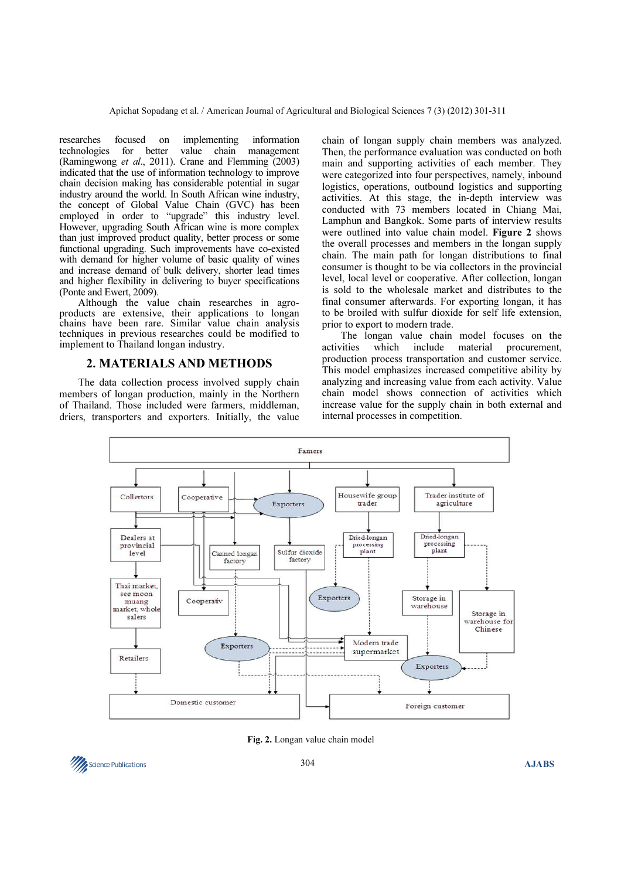researches focused on implementing information technologies for better value chain management (Ramingwong *et al*., 2011). Crane and Flemming (2003) indicated that the use of information technology to improve chain decision making has considerable potential in sugar industry around the world. In South African wine industry, the concept of Global Value Chain (GVC) has been employed in order to "upgrade" this industry level. However, upgrading South African wine is more complex than just improved product quality, better process or some functional upgrading. Such improvements have co-existed with demand for higher volume of basic quality of wines and increase demand of bulk delivery, shorter lead times and higher flexibility in delivering to buyer specifications (Ponte and Ewert, 2009).

Although the value chain researches in agro-products are extensive, their applications to longan chains have been rare. Similar value chain analysis techniques in previous researches could be modified to implement to Thailand longan industry.

## 2. MATERIALS AND METHODS

The data collection process involved supply chain members of longan production, mainly in the Northern of Thailand. Those included were farmers, middleman, driers, transporters and exporters. Initially, the value chain of longan supply chain members was analyzed. Then, the performance evaluation was conducted on both main and supporting activities of each member. They were categorized into four perspectives, namely, inbound logistics, operations, outbound logistics and supporting activities. At this stage, the in-depth interview was conducted with 73 members located in Chiang Mai, Lamphun and Bangkok. Some parts of interview results were outlined into value chain model. **Figure 2** shows the overall processes and members in the longan supply chain. The main path for longan distributions to final consumer is thought to be via collectors in the provincial level, local level or cooperative. After collection, longan is sold to the wholesale market and distributes to the final consumer afterwards. For exporting longan, it has to be broiled with sulfur dioxide for self life extension, prior to export to modern trade.

The longan value chain model focuses on the activities which include material procurement, production process transportation and customer service. This model emphasizes increased competitive ability by analyzing and increasing value from each activity. Value chain model shows connection of activities which increase value for the supply chain in both external and internal processes in competition.

**Fig. 2.** Longan value chain model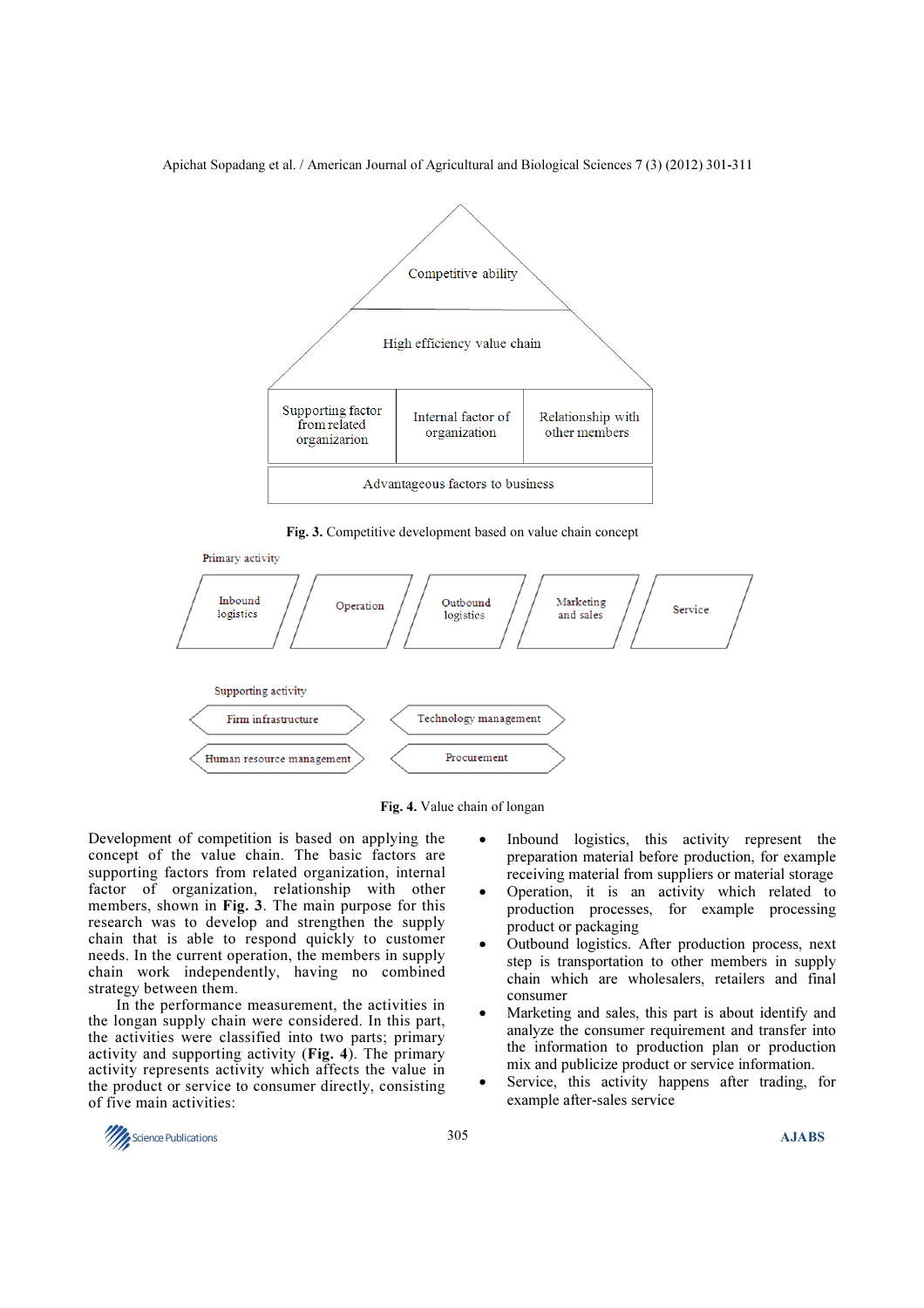Competitive ability

High efficiency value chain

| Supporting factor from related organizarion | Internal factor of organization | Relationship with other members |
|---|---|---|

Advantageous factors to business

**Fig. 3.** Competitive development based on value chain concept

Primary activity

Inbound logistics | Operation | Outbound logistics | Marketing and sales | Service

Supporting activity

Firm infrastructure | Technology management | Human resource management | Procurement

**Fig. 4.** Value chain of longan

Development of competition is based on applying the concept of the value chain. The basic factors are supporting factors from related organization, internal factor of organization, relationship with other members, shown in **Fig. 3**. The main purpose for this research was to develop and strengthen the supply chain that is able to respond quickly to customer needs. In the current operation, the members in supply chain work independently, having no combined strategy between them.

In the performance measurement, the activities in the longan supply chain were considered. In this part, the activities were classified into two parts; primary activity and supporting activity (**Fig. 4**). The primary activity represents activity which affects the value in the product or service to consumer directly, consisting of five main activities:

- Inbound logistics, this activity represent the preparation material before production, for example receiving material from suppliers or material storage
- Operation, it is an activity which related to production processes, for example processing product or packaging
- Outbound logistics. After production process, next step is transportation to other members in supply chain which are wholesalers, retailers and final consumer
- Marketing and sales, this part is about identify and analyze the consumer requirement and transfer into the information to production plan or production mix and publicize product or service information.
- Service, this activity happens after trading, for example after-sales service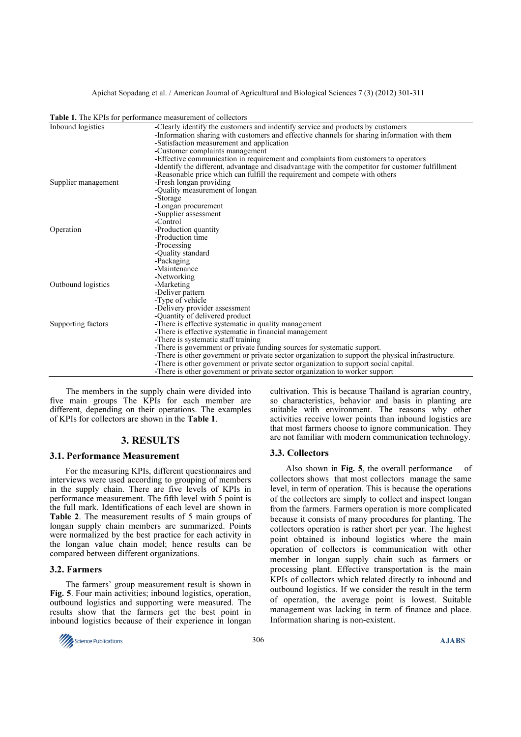**Table 1.** The KPIs for performance measurement of collectors

| | |
|---|---|
| Inbound logistics | -Clearly identify the customers and indentify service and products by customers |
| | -Information sharing with customers and effective channels for sharing information with them |
| | -Satisfaction measurement and application |
| | -Customer complaints management |
| | -Effective communication in requirement and complaints from customers to operators |
| | -Identify the different, advantage and disadvantage with the competitor for customer fulfillment |
| | -Reasonable price which can fulfill the requirement and compete with others |
| Supplier management | -Fresh longan providing |
| | -Quality measurement of longan |
| | -Storage |
| | -Longan procurement |
| | -Supplier assessment |
| | -Control |
| Operation | -Production quantity |
| | -Production time |
| | -Processing |
| | -Quality standard |
| | -Packaging |
| | -Maintenance |
| | -Networking |
| Outbound logistics | -Marketing |
| | -Deliver pattern |
| | -Type of vehicle |
| | -Delivery provider assessment |
| | -Quantity of delivered product |
| Supporting factors | -There is effective systematic in quality management |
| | -There is effective systematic in financial management |
| | -There is systematic staff training |
| | -There is government or private funding sources for systematic support. |
| | -There is other government or private sector organization to support the physical infrastructure. |
| | -There is other government or private sector organization to support social capital. |
| | -There is other government or private sector organization to worker support |

The members in the supply chain were divided into five main groups The KPIs for each member are different, depending on their operations. The examples of KPIs for collectors are shown in the **Table 1**.

## 3. RESULTS

### 3.1. Performance Measurement

For the measuring KPIs, different questionnaires and interviews were used according to grouping of members in the supply chain. There are five levels of KPIs in performance measurement. The fifth level with 5 point is the full mark. Identifications of each level are shown in **Table 2**. The measurement results of 5 main groups of longan supply chain members are summarized. Points were normalized by the best practice for each activity in the longan value chain model; hence results can be compared between different organizations.

### 3.2. Farmers

The farmers' group measurement result is shown in **Fig. 5**. Four main activities; inbound logistics, operation, outbound logistics and supporting were measured. The results show that the farmers get the best point in inbound logistics because of their experience in longan cultivation. This is because Thailand is agrarian country, so characteristics, behavior and basis in planting are suitable with environment. The reasons why other activities receive lower points than inbound logistics are that most farmers choose to ignore communication. They are not familiar with modern communication technology.

### 3.3. Collectors

Also shown in **Fig. 5**, the overall performance of collectors shows that most collectors manage the same level, in term of operation. This is because the operations of the collectors are simply to collect and inspect longan from the farmers. Farmers operation is more complicated because it consists of many procedures for planting. The collectors operation is rather short per year. The highest point obtained is inbound logistics where the main operation of collectors is communication with other member in longan supply chain such as farmers or processing plant. Effective transportation is the main KPIs of collectors which related directly to inbound and outbound logistics. If we consider the result in the term of operation, the average point is lowest. Suitable management was lacking in term of finance and place. Information sharing is non-existent.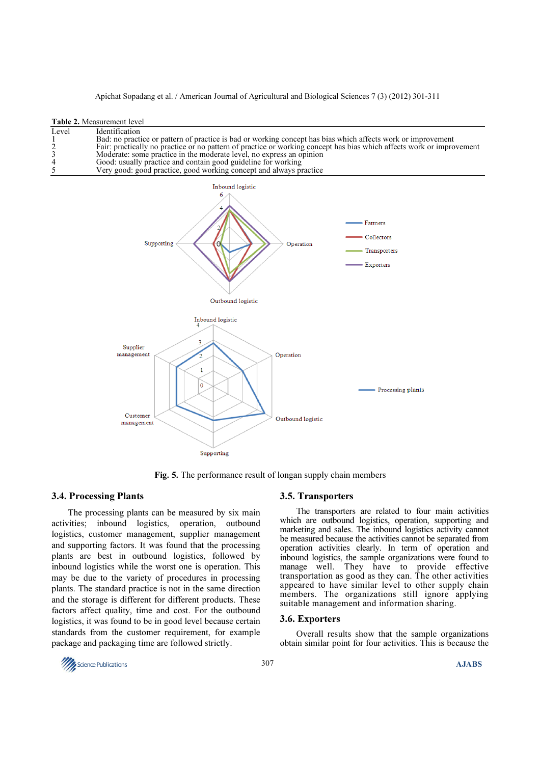**Table 2.** Measurement level

| Level | Identification |
|---|---|
| 1 | Bad: no practice or pattern of practice is bad or working concept has bias which affects work or improvement |
| 2 | Fair: practically no practice or no pattern of practice or working concept has bias which affects work or improvement |
| 3 | Moderate: some practice in the moderate level, no express an opinion |
| 4 | Good: usually practice and contain good guideline for working |
| 5 | Very good: good practice, good working concept and always practice |

**Fig. 5.** The performance result of longan supply chain members

### 3.4. Processing Plants

The processing plants can be measured by six main activities; inbound logistics, operation, outbound logistics, customer management, supplier management and supporting factors. It was found that the processing plants are best in outbound logistics, followed by inbound logistics while the worst one is operation. This may be due to the variety of procedures in processing plants. The standard practice is not in the same direction and the storage is different for different products. These factors affect quality, time and cost. For the outbound logistics, it was found to be in good level because certain standards from the customer requirement, for example package and packaging time are followed strictly.

### 3.5. Transporters

The transporters are related to four main activities which are outbound logistics, operation, supporting and marketing and sales. The inbound logistics activity cannot be measured because the activities cannot be separated from operation activities clearly. In term of operation and inbound logistics, the sample organizations were found to manage well. They have to provide effective transportation as good as they can. The other activities appeared to have similar level to other supply chain members. The organizations still ignore applying suitable management and information sharing.

### 3.6. Exporters

Overall results show that the sample organizations obtain similar point for four activities. This is because the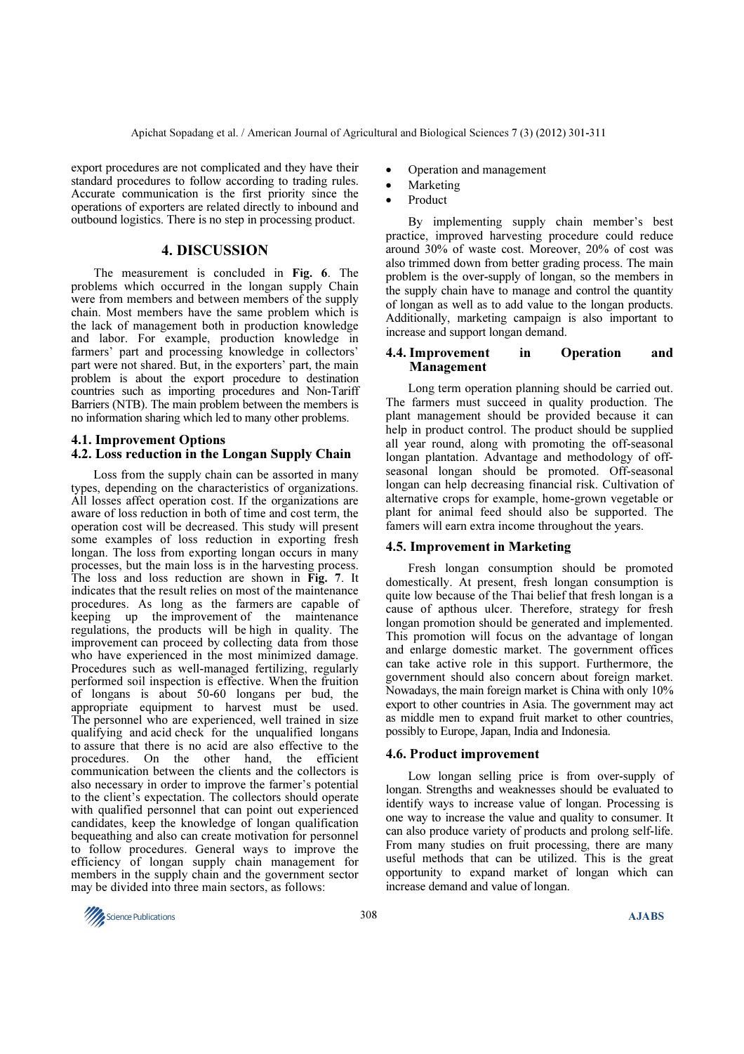export procedures are not complicated and they have their standard procedures to follow according to trading rules. Accurate communication is the first priority since the operations of exporters are related directly to inbound and outbound logistics. There is no step in processing product.

## 4. DISCUSSION

The measurement is concluded in **Fig. 6**. The problems which occurred in the longan supply Chain were from members and between members of the supply chain. Most members have the same problem which is the lack of management both in production knowledge and labor. For example, production knowledge in farmers' part and processing knowledge in collectors' part were not shared. But, in the exporters' part, the main problem is about the export procedure to destination countries such as importing procedures and Non-Tariff Barriers (NTB). The main problem between the members is no information sharing which led to many other problems.

### 4.1. Improvement Options

### 4.2. Loss reduction in the Longan Supply Chain

Loss from the supply chain can be assorted in many types, depending on the characteristics of organizations. All losses affect operation cost. If the organizations are aware of loss reduction in both of time and cost term, the operation cost will be decreased. This study will present some examples of loss reduction in exporting fresh longan. The loss from exporting longan occurs in many processes, but the main loss is in the harvesting process. The loss and loss reduction are shown in **Fig. 7**. It indicates that the result relies on most of the maintenance procedures. As long as the farmers are capable of keeping up the improvement of the maintenance regulations, the products will be high in quality. The improvement can proceed by collecting data from those who have experienced in the most minimized damage. Procedures such as well-managed fertilizing, regularly performed soil inspection is effective. When the fruition of longans is about 50-60 longans per bud, the appropriate equipment to harvest must be used. The personnel who are experienced, well trained in size qualifying and acid check for the unqualified longans to assure that there is no acid are also effective to the procedures. On the other hand, the efficient communication between the clients and the collectors is also necessary in order to improve the farmer's potential to the client's expectation. The collectors should operate with qualified personnel that can point out experienced candidates, keep the knowledge of longan qualification bequeathing and also can create motivation for personnel to follow procedures. General ways to improve the efficiency of longan supply chain management for members in the supply chain and the government sector may be divided into three main sectors, as follows:

- Operation and management
- Marketing
- Product

By implementing supply chain member's best practice, improved harvesting procedure could reduce around 30% of waste cost. Moreover, 20% of cost was also trimmed down from better grading process. The main problem is the over-supply of longan, so the members in the supply chain have to manage and control the quantity of longan as well as to add value to the longan products. Additionally, marketing campaign is also important to increase and support longan demand.

### 4.4. Improvement in Operation and Management

Long term operation planning should be carried out. The farmers must succeed in quality production. The plant management should be provided because it can help in product control. The product should be supplied all year round, along with promoting the off-seasonal longan plantation. Advantage and methodology of off-seasonal longan should be promoted. Off-seasonal longan can help decreasing financial risk. Cultivation of alternative crops for example, home-grown vegetable or plant for animal feed should also be supported. The famers will earn extra income throughout the years.

### 4.5. Improvement in Marketing

Fresh longan consumption should be promoted domestically. At present, fresh longan consumption is quite low because of the Thai belief that fresh longan is a cause of apthous ulcer. Therefore, strategy for fresh longan promotion should be generated and implemented. This promotion will focus on the advantage of longan and enlarge domestic market. The government offices can take active role in this support. Furthermore, the government should also concern about foreign market. Nowadays, the main foreign market is China with only 10% export to other countries in Asia. The government may act as middle men to expand fruit market to other countries, possibly to Europe, Japan, India and Indonesia.

### 4.6. Product improvement

Low longan selling price is from over-supply of longan. Strengths and weaknesses should be evaluated to identify ways to increase value of longan. Processing is one way to increase the value and quality to consumer. It can also produce variety of products and prolong self-life. From many studies on fruit processing, there are many useful methods that can be utilized. This is the great opportunity to expand market of longan which can increase demand and value of longan.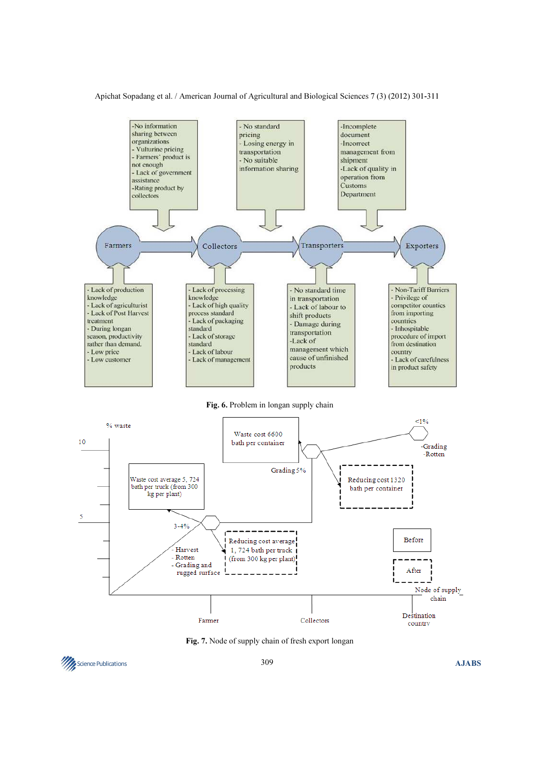-No information sharing between organizations
- Vulturine pricing
- Farmers' product is not enough
- Lack of government assistance
-Rating product by collectors

- No standard pricing
- Losing energy in transportation
- No suitable information sharing

-Incomplete document
-Incorrect management from shipment
-Lack of quality in operation from Customs Department

Farmers → Collectors → Transporters → Exporters

- Lack of production knowledge
- Lack of agriculturist
- Lack of Post Harvest treatment
- During longan season, productivity rather than demand.
- Low price
- Low customer

- Lack of processing knowledge
- Lack of high quality process standard
- Lack of packaging standard
- Lack of storage standard
- Lack of labour
- Lack of management

- No standard time in transportation
- Lack of labour to shift products
- Damage during transportation
-Lack of management which cause of unfinished products

- Non-Tariff Barriers
- Privilege of competitor countics from importing countries
- Inhospitable procedure of import from destination country
- Lack of carefulness in product safety

**Fig. 6.** Problem in longan supply chain

% waste

10

5

Waste cost 6600 bath per container

<1%

-Grading
-Rotten

Grading 5%

Reducing cost 1320 bath per container

Waste cost average 5, 724 bath per truck (from 300 kg per plant)

3-4%

- Harvest
- Rotten
- Grading and rugged surface

Reducing cost average 1, 724 bath per truck (from 300 kg per plant)

Before

After

Node of supply chain

Farmer

Collectors

Destination country

**Fig. 7.** Node of supply chain of fresh export longan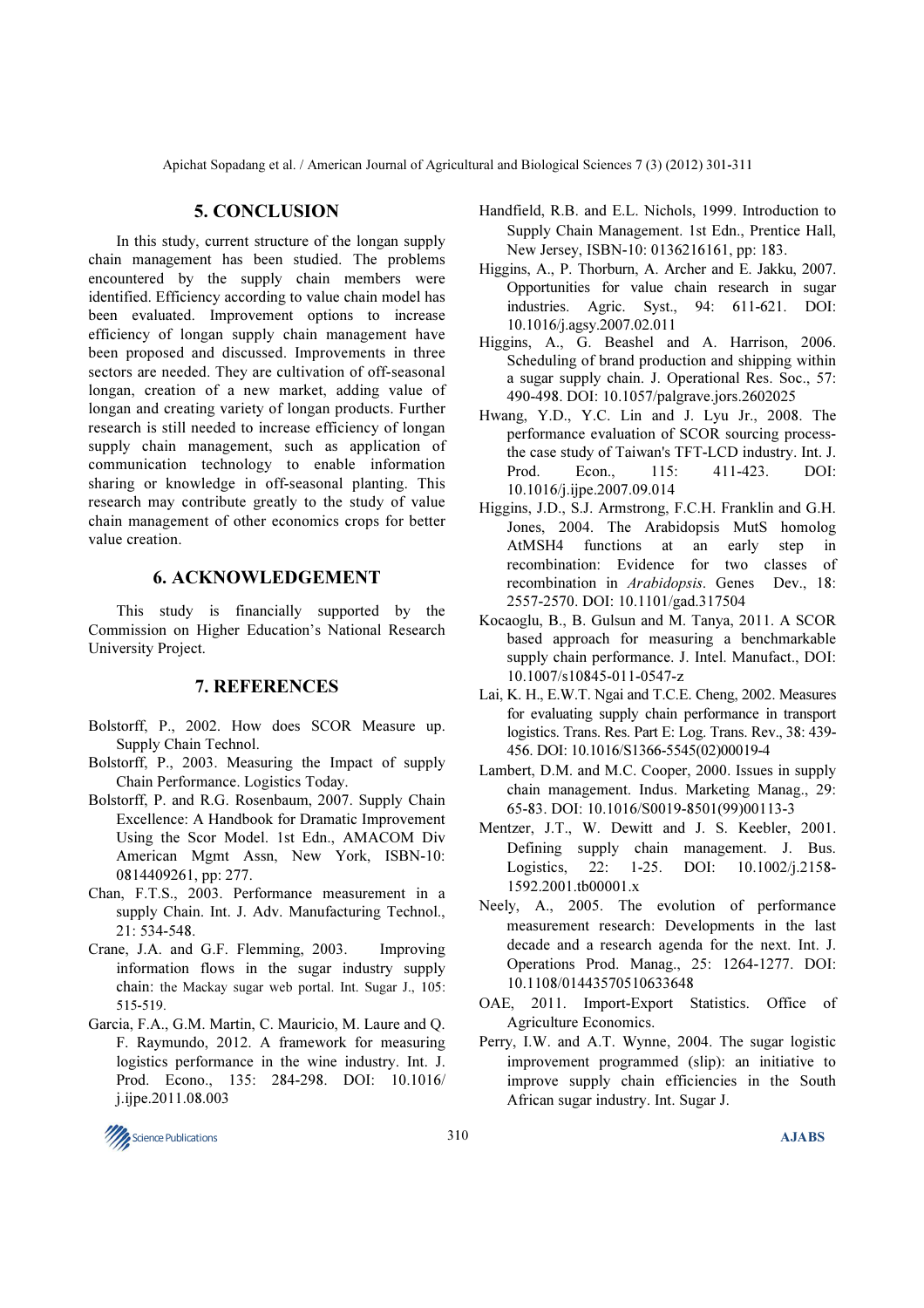## 5. CONCLUSION

In this study, current structure of the longan supply chain management has been studied. The problems encountered by the supply chain members were identified. Efficiency according to value chain model has been evaluated. Improvement options to increase efficiency of longan supply chain management have been proposed and discussed. Improvements in three sectors are needed. They are cultivation of off-seasonal longan, creation of a new market, adding value of longan and creating variety of longan products. Further research is still needed to increase efficiency of longan supply chain management, such as application of communication technology to enable information sharing or knowledge in off-seasonal planting. This research may contribute greatly to the study of value chain management of other economics crops for better value creation.

## 6. ACKNOWLEDGEMENT

This study is financially supported by the Commission on Higher Education's National Research University Project.

## 7. REFERENCES

Bolstorff, P., 2002. How does SCOR Measure up. Supply Chain Technol.

Bolstorff, P., 2003. Measuring the Impact of supply Chain Performance. Logistics Today.

Bolstorff, P. and R.G. Rosenbaum, 2007. Supply Chain Excellence: A Handbook for Dramatic Improvement Using the Scor Model. 1st Edn., AMACOM Div American Mgmt Assn, New York, ISBN-10: 0814409261, pp: 277.

Chan, F.T.S., 2003. Performance measurement in a supply Chain. Int. J. Adv. Manufacturing Technol., 21: 534-548.

Crane, J.A. and G.F. Flemming, 2003. Improving information flows in the sugar industry supply chain: the Mackay sugar web portal. Int. Sugar J., 105: 515-519.

Garcia, F.A., G.M. Martin, C. Mauricio, M. Laure and Q. F. Raymundo, 2012. A framework for measuring logistics performance in the wine industry. Int. J. Prod. Econo., 135: 284-298. DOI: 10.1016/ j.ijpe.2011.08.003

Handfield, R.B. and E.L. Nichols, 1999. Introduction to Supply Chain Management. 1st Edn., Prentice Hall, New Jersey, ISBN-10: 0136216161, pp: 183.

Higgins, A., P. Thorburn, A. Archer and E. Jakku, 2007. Opportunities for value chain research in sugar industries. Agric. Syst., 94: 611-621. DOI: 10.1016/j.agsy.2007.02.011

Higgins, A., G. Beashel and A. Harrison, 2006. Scheduling of brand production and shipping within a sugar supply chain. J. Operational Res. Soc., 57: 490-498. DOI: 10.1057/palgrave.jors.2602025

Hwang, Y.D., Y.C. Lin and J. Lyu Jr., 2008. The performance evaluation of SCOR sourcing process-the case study of Taiwan's TFT-LCD industry. Int. J. Prod. Econ., 115: 411-423. DOI: 10.1016/j.ijpe.2007.09.014

Higgins, J.D., S.J. Armstrong, F.C.H. Franklin and G.H. Jones, 2004. The Arabidopsis MutS homolog AtMSH4 functions at an early step in recombination: Evidence for two classes of recombination in *Arabidopsis*. Genes Dev., 18: 2557-2570. DOI: 10.1101/gad.317504

Kocaoglu, B., B. Gulsun and M. Tanya, 2011. A SCOR based approach for measuring a benchmarkable supply chain performance. J. Intel. Manufact., DOI: 10.1007/s10845-011-0547-z

Lai, K. H., E.W.T. Ngai and T.C.E. Cheng, 2002. Measures for evaluating supply chain performance in transport logistics. Trans. Res. Part E: Log. Trans. Rev., 38: 439-456. DOI: 10.1016/S1366-5545(02)00019-4

Lambert, D.M. and M.C. Cooper, 2000. Issues in supply chain management. Indus. Marketing Manag., 29: 65-83. DOI: 10.1016/S0019-8501(99)00113-3

Mentzer, J.T., W. Dewitt and J. S. Keebler, 2001. Defining supply chain management. J. Bus. Logistics, 22: 1-25. DOI: 10.1002/j.2158-1592.2001.tb00001.x

Neely, A., 2005. The evolution of performance measurement research: Developments in the last decade and a research agenda for the next. Int. J. Operations Prod. Manag., 25: 1264-1277. DOI: 10.1108/01443570510633648

OAE, 2011. Import-Export Statistics. Office of Agriculture Economics.

Perry, I.W. and A.T. Wynne, 2004. The sugar logistic improvement programmed (slip): an initiative to improve supply chain efficiencies in the South African sugar industry. Int. Sugar J.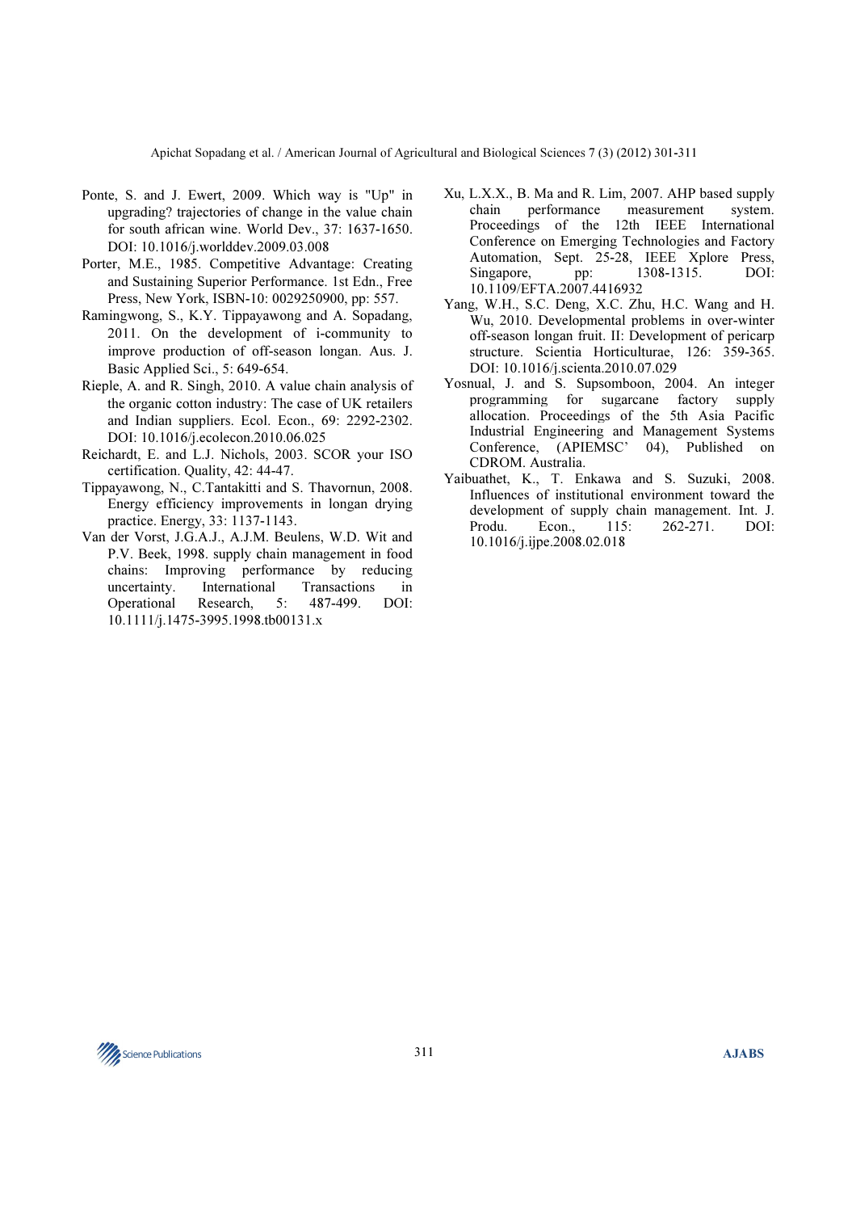Ponte, S. and J. Ewert, 2009. Which way is "Up" in upgrading? trajectories of change in the value chain for south african wine. World Dev., 37: 1637-1650. DOI: 10.1016/j.worlddev.2009.03.008

Porter, M.E., 1985. Competitive Advantage: Creating and Sustaining Superior Performance. 1st Edn., Free Press, New York, ISBN-10: 0029250900, pp: 557.

Ramingwong, S., K.Y. Tippayawong and A. Sopadang, 2011. On the development of i-community to improve production of off-season longan. Aus. J. Basic Applied Sci., 5: 649-654.

Rieple, A. and R. Singh, 2010. A value chain analysis of the organic cotton industry: The case of UK retailers and Indian suppliers. Ecol. Econ., 69: 2292-2302. DOI: 10.1016/j.ecolecon.2010.06.025

Reichardt, E. and L.J. Nichols, 2003. SCOR your ISO certification. Quality, 42: 44-47.

Tippayawong, N., C.Tantakitti and S. Thavornun, 2008. Energy efficiency improvements in longan drying practice. Energy, 33: 1137-1143.

Van der Vorst, J.G.A.J., A.J.M. Beulens, W.D. Wit and P.V. Beek, 1998. supply chain management in food chains: Improving performance by reducing uncertainty. International Transactions in Operational Research, 5: 487-499. DOI: 10.1111/j.1475-3995.1998.tb00131.x

Xu, L.X.X., B. Ma and R. Lim, 2007. AHP based supply chain performance measurement system. Proceedings of the 12th IEEE International Conference on Emerging Technologies and Factory Automation, Sept. 25-28, IEEE Xplore Press, Singapore, pp: 1308-1315. DOI: 10.1109/EFTA.2007.4416932

Yang, W.H., S.C. Deng, X.C. Zhu, H.C. Wang and H. Wu, 2010. Developmental problems in over-winter off-season longan fruit. II: Development of pericarp structure. Scientia Horticulturae, 126: 359-365. DOI: 10.1016/j.scienta.2010.07.029

Yosnual, J. and S. Supsomboon, 2004. An integer programming for sugarcane factory supply allocation. Proceedings of the 5th Asia Pacific Industrial Engineering and Management Systems Conference, (APIEMSC' 04), Published on CDROM. Australia.

Yaibuathet, K., T. Enkawa and S. Suzuki, 2008. Influences of institutional environment toward the development of supply chain management. Int. J. Produ. Econ., 115: 262-271. DOI: 10.1016/j.ijpe.2008.02.018